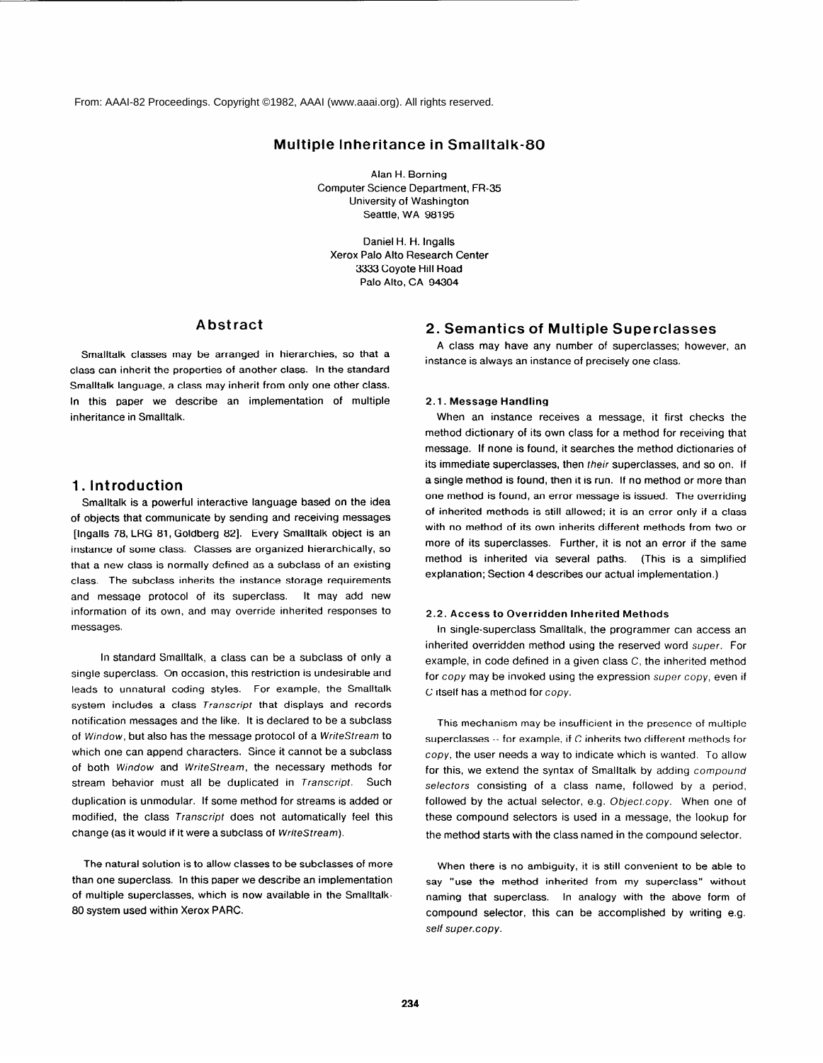From: AAAI-82 Proceedings. Copyright ©1982, AAAI (www.aaai.org). All rights reserved.

# Multiple Inheritance in Smalltalk-80

Alan H. Borning
Computer Science Department, FR-35
University of Washington
Seattle, WA 98195

Daniel H. H. Ingalls
Xerox Palo Alto Research Center
3333 Coyote Hill Road
Palo Alto, CA 94304

## Abstract

Smalltalk classes may be arranged in hierarchies, so that a class can inherit the properties of another class. In the standard Smalltalk language, a class may inherit from only one other class. In this paper we describe an implementation of multiple inheritance in Smalltalk.

## 1. Introduction

Smalltalk is a powerful interactive language based on the idea of objects that communicate by sending and receiving messages [Ingalls 78, LRG 81, Goldberg 82]. Every Smalltalk object is an instance of some class. Classes are organized hierarchically, so that a new class is normally defined as a subclass of an existing class. The subclass inherits the instance storage requirements and message protocol of its superclass. It may add new information of its own, and may override inherited responses to messages.

In standard Smalltalk, a class can be a subclass of only a single superclass. On occasion, this restriction is undesirable and leads to unnatural coding styles. For example, the Smalltalk system includes a class *Transcript* that displays and records notification messages and the like. It is declared to be a subclass of *Window*, but also has the message protocol of a *WriteStream* to which one can append characters. Since it cannot be a subclass of both *Window* and *WriteStream*, the necessary methods for stream behavior must all be duplicated in *Transcript*. Such duplication is unmodular. If some method for streams is added or modified, the class *Transcript* does not automatically feel this change (as it would if it were a subclass of *WriteStream*).

The natural solution is to allow classes to be subclasses of more than one superclass. In this paper we describe an implementation of multiple superclasses, which is now available in the Smalltalk-80 system used within Xerox PARC.

## 2. Semantics of Multiple Superclasses

A class may have any number of superclasses; however, an instance is always an instance of precisely one class.

### 2.1. Message Handling

When an instance receives a message, it first checks the method dictionary of its own class for a method for receiving that message. If none is found, it searches the method dictionaries of its immediate superclasses, then *their* superclasses, and so on. If a single method is found, then it is run. If no method or more than one method is found, an error message is issued. The overriding of inherited methods is still allowed; it is an error only if a class with no method of its own inherits different methods from two or more of its superclasses. Further, it is not an error if the same method is inherited via several paths. (This is a simplified explanation; Section 4 describes our actual implementation.)

### 2.2. Access to Overridden Inherited Methods

In single-superclass Smalltalk, the programmer can access an inherited overridden method using the reserved word *super*. For example, in code defined in a given class *C*, the inherited method for *copy* may be invoked using the expression *super copy*, even if *C* itself has a method for *copy*.

This mechanism may be insufficient in the presence of multiple superclasses -- for example, if *C* inherits two different methods for *copy*, the user needs a way to indicate which is wanted. To allow for this, we extend the syntax of Smalltalk by adding *compound selectors* consisting of a class name, followed by a period, followed by the actual selector, e.g. *Object.copy*. When one of these compound selectors is used in a message, the lookup for the method starts with the class named in the compound selector.

When there is no ambiguity, it is still convenient to be able to say "use the method inherited from my superclass" without naming that superclass. In analogy with the above form of compound selector, this can be accomplished by writing e.g. *self super.copy*.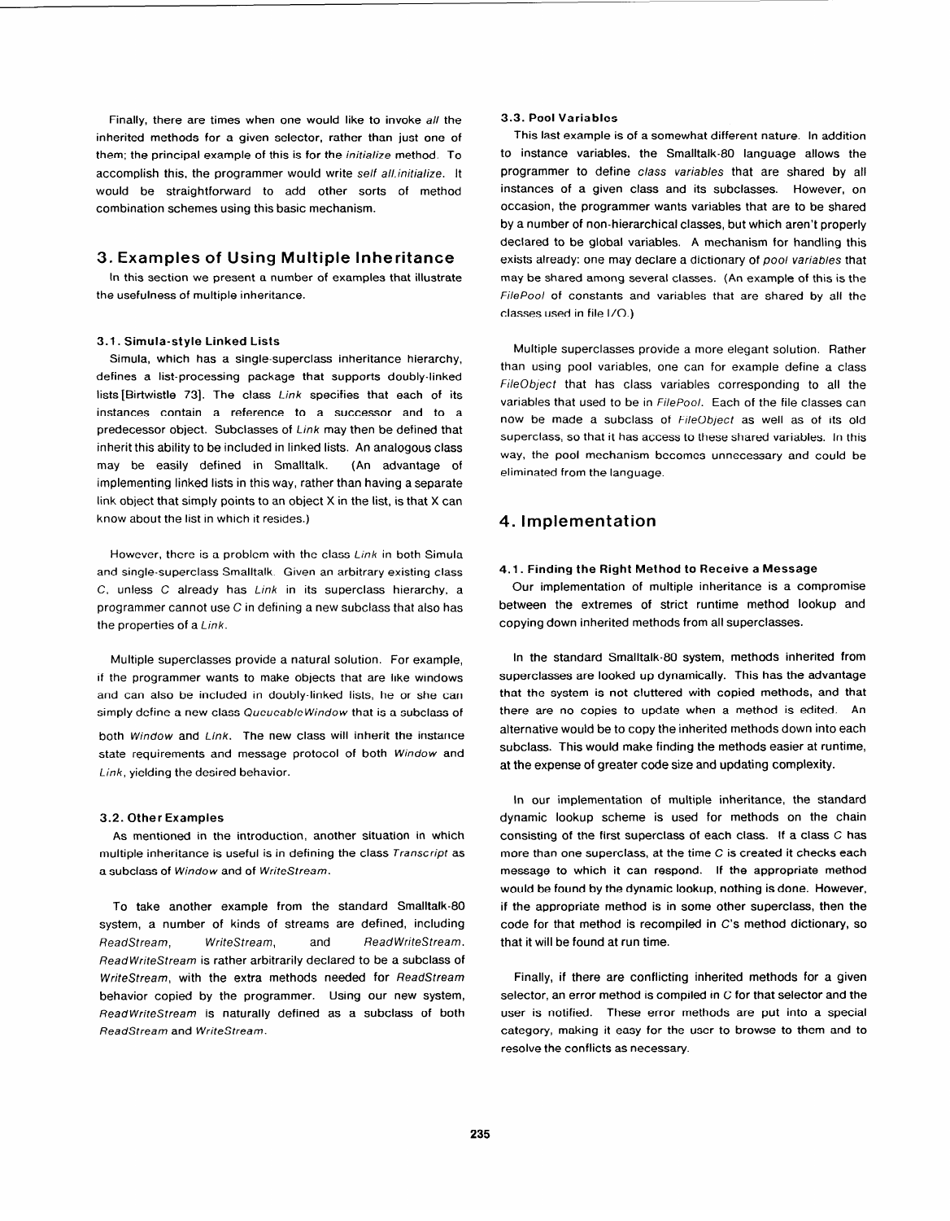Finally, there are times when one would like to invoke *all* the inherited methods for a given selector, rather than just one of them; the principal example of this is for the *initialize* method. To accomplish this, the programmer would write *self all.initialize*. It would be straightforward to add other sorts of method combination schemes using this basic mechanism.

## 3. Examples of Using Multiple Inheritance

In this section we present a number of examples that illustrate the usefulness of multiple inheritance.

### 3.1. Simula-style Linked Lists

Simula, which has a single-superclass inheritance hierarchy, defines a list-processing package that supports doubly-linked lists [Birtwistle 73]. The class *Link* specifies that each of its instances contain a reference to a successor and to a predecessor object. Subclasses of *Link* may then be defined that inherit this ability to be included in linked lists. An analogous class may be easily defined in Smalltalk. (An advantage of implementing linked lists in this way, rather than having a separate link object that simply points to an object X in the list, is that X can know about the list in which it resides.)

However, there is a problem with the class *Link* in both Simula and single-superclass Smalltalk. Given an arbitrary existing class *C*, unless *C* already has *Link* in its superclass hierarchy, a programmer cannot use *C* in defining a new subclass that also has the properties of a *Link*.

Multiple superclasses provide a natural solution. For example, if the programmer wants to make objects that are like windows and can also be included in doubly-linked lists, he or she can simply define a new class *QueueableWindow* that is a subclass of both *Window* and *Link*. The new class will inherit the instance state requirements and message protocol of both *Window* and *Link*, yielding the desired behavior.

### 3.2. Other Examples

As mentioned in the introduction, another situation in which multiple inheritance is useful is in defining the class *Transcript* as a subclass of *Window* and of *WriteStream*.

To take another example from the standard Smalltalk-80 system, a number of kinds of streams are defined, including *ReadStream*, *WriteStream*, and *ReadWriteStream*. *ReadWriteStream* is rather arbitrarily declared to be a subclass of *WriteStream*, with the extra methods needed for *ReadStream* behavior copied by the programmer. Using our new system, *ReadWriteStream* is naturally defined as a subclass of both *ReadStream* and *WriteStream*.

### 3.3. Pool Variables

This last example is of a somewhat different nature. In addition to instance variables, the Smalltalk-80 language allows the programmer to define *class variables* that are shared by all instances of a given class and its subclasses. However, on occasion, the programmer wants variables that are to be shared by a number of non-hierarchical classes, but which aren't properly declared to be global variables. A mechanism for handling this exists already: one may declare a dictionary of *pool variables* that may be shared among several classes. (An example of this is the *FilePool* of constants and variables that are shared by all the classes used in file I/O.)

Multiple superclasses provide a more elegant solution. Rather than using pool variables, one can for example define a class *FileObject* that has class variables corresponding to all the variables that used to be in *FilePool*. Each of the file classes can now be made a subclass of *FileObject* as well as of its old superclass, so that it has access to these shared variables. In this way, the pool mechanism becomes unnecessary and could be eliminated from the language.

## 4. Implementation

### 4.1. Finding the Right Method to Receive a Message

Our implementation of multiple inheritance is a compromise between the extremes of strict runtime method lookup and copying down inherited methods from all superclasses.

In the standard Smalltalk-80 system, methods inherited from superclasses are looked up dynamically. This has the advantage that the system is not cluttered with copied methods, and that there are no copies to update when a method is edited. An alternative would be to copy the inherited methods down into each subclass. This would make finding the methods easier at runtime, at the expense of greater code size and updating complexity.

In our implementation of multiple inheritance, the standard dynamic lookup scheme is used for methods on the chain consisting of the first superclass of each class. If a class *C* has more than one superclass, at the time *C* is created it checks each message to which it can respond. If the appropriate method would be found by the dynamic lookup, nothing is done. However, if the appropriate method is in some other superclass, then the code for that method is recompiled in *C*'s method dictionary, so that it will be found at run time.

Finally, if there are conflicting inherited methods for a given selector, an error method is compiled in *C* for that selector and the user is notified. These error methods are put into a special category, making it easy for the user to browse to them and to resolve the conflicts as necessary.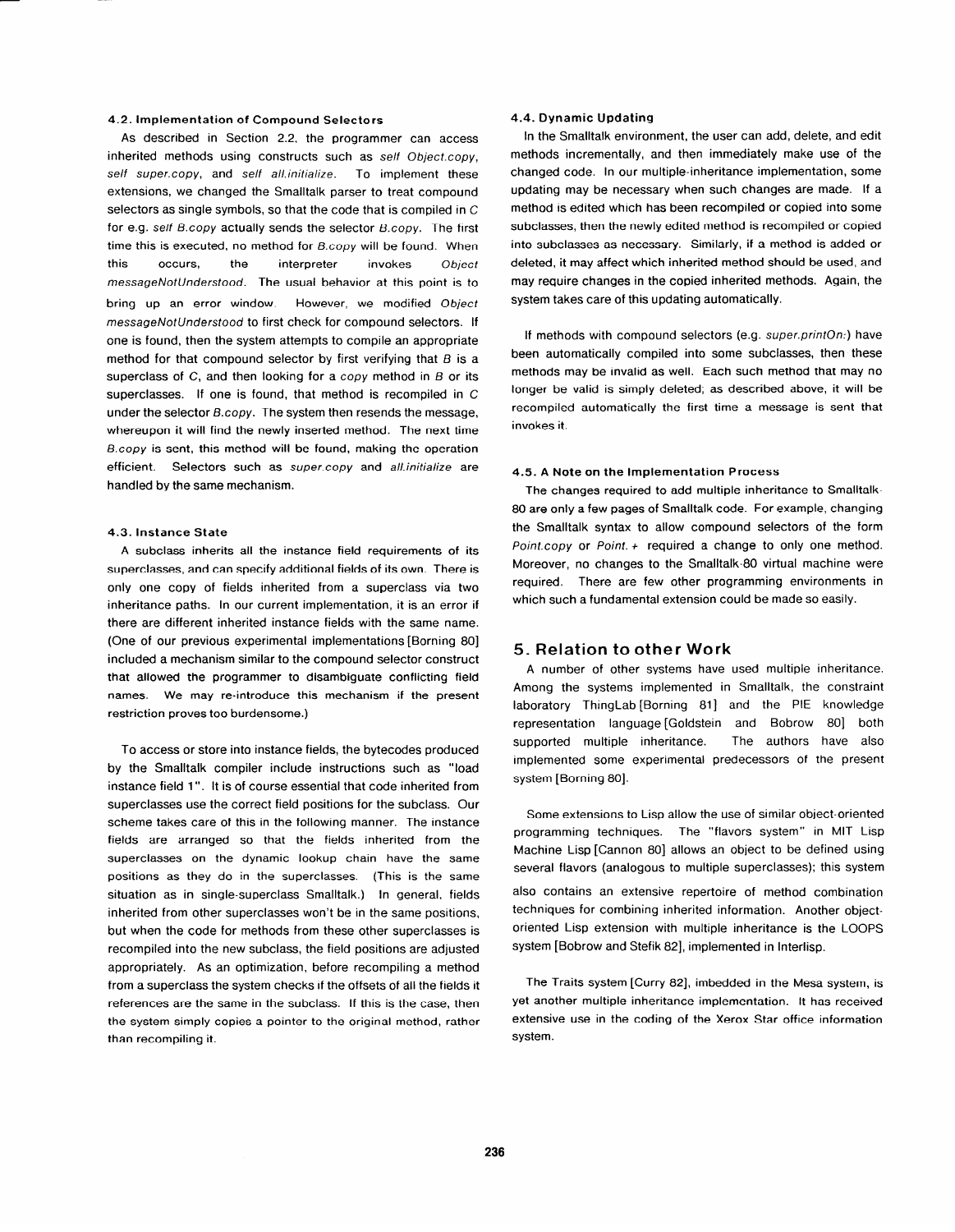### 4.2. Implementation of Compound Selectors

As described in Section 2.2, the programmer can access inherited methods using constructs such as *self Object.copy*, *self super.copy*, and *self all.initialize*. To implement these extensions, we changed the Smalltalk parser to treat compound selectors as single symbols, so that the code that is compiled in *C* for e.g. *self B.copy* actually sends the selector *B.copy*. The first time this is executed, no method for *B.copy* will be found. When this occurs, the interpreter invokes *Object messageNotUnderstood*. The usual behavior at this point is to bring up an error window. However, we modified *Object messageNotUnderstood* to first check for compound selectors. If one is found, then the system attempts to compile an appropriate method for that compound selector by first verifying that *B* is a superclass of *C*, and then looking for a *copy* method in *B* or its superclasses. If one is found, that method is recompiled in *C* under the selector *B.copy*. The system then resends the message, whereupon it will find the newly inserted method. The next time *B.copy* is sent, this method will be found, making the operation efficient. Selectors such as *super.copy* and *all.initialize* are handled by the same mechanism.

### 4.3. Instance State

A subclass inherits all the instance field requirements of its superclasses, and can specify additional fields of its own. There is only one copy of fields inherited from a superclass via two inheritance paths. In our current implementation, it is an error if there are different inherited instance fields with the same name. (One of our previous experimental implementations [Borning 80] included a mechanism similar to the compound selector construct that allowed the programmer to disambiguate conflicting field names. We may re-introduce this mechanism if the present restriction proves too burdensome.)

To access or store into instance fields, the bytecodes produced by the Smalltalk compiler include instructions such as "load instance field 1". It is of course essential that code inherited from superclasses use the correct field positions for the subclass. Our scheme takes care of this in the following manner. The instance fields are arranged so that the fields inherited from the superclasses on the dynamic lookup chain have the same positions as they do in the superclasses. (This is the same situation as in single-superclass Smalltalk.) In general, fields inherited from other superclasses won't be in the same positions, but when the code for methods from these other superclasses is recompiled into the new subclass, the field positions are adjusted appropriately. As an optimization, before recompiling a method from a superclass the system checks if the offsets of all the fields it references are the same in the subclass. If this is the case, then the system simply copies a pointer to the original method, rather than recompiling it.

### 4.4. Dynamic Updating

In the Smalltalk environment, the user can add, delete, and edit methods incrementally, and then immediately make use of the changed code. In our multiple-inheritance implementation, some updating may be necessary when such changes are made. If a method is edited which has been recompiled or copied into some subclasses, then the newly edited method is recompiled or copied into subclasses as necessary. Similarly, if a method is added or deleted, it may affect which inherited method should be used, and may require changes in the copied inherited methods. Again, the system takes care of this updating automatically.

If methods with compound selectors (e.g. *super.printOn:*) have been automatically compiled into some subclasses, then these methods may be invalid as well. Each such method that may no longer be valid is simply deleted; as described above, it will be recompiled automatically the first time a message is sent that invokes it.

### 4.5. A Note on the Implementation Process

The changes required to add multiple inheritance to Smalltalk-80 are only a few pages of Smalltalk code. For example, changing the Smalltalk syntax to allow compound selectors of the form *Point.copy* or *Point.+* required a change to only one method. Moreover, no changes to the Smalltalk-80 virtual machine were required. There are few other programming environments in which such a fundamental extension could be made so easily.

## 5. Relation to other Work

A number of other systems have used multiple inheritance. Among the systems implemented in Smalltalk, the constraint laboratory ThingLab [Borning 81] and the PIE knowledge representation language [Goldstein and Bobrow 80] both supported multiple inheritance. The authors have also implemented some experimental predecessors of the present system [Borning 80].

Some extensions to Lisp allow the use of similar object-oriented programming techniques. The "flavors system" in MIT Lisp Machine Lisp [Cannon 80] allows an object to be defined using several flavors (analogous to multiple superclasses); this system also contains an extensive repertoire of method combination techniques for combining inherited information. Another object-oriented Lisp extension with multiple inheritance is the LOOPS system [Bobrow and Stefik 82], implemented in Interlisp.

The Traits system [Curry 82], imbedded in the Mesa system, is yet another multiple inheritance implementation. It has received extensive use in the coding of the Xerox Star office information system.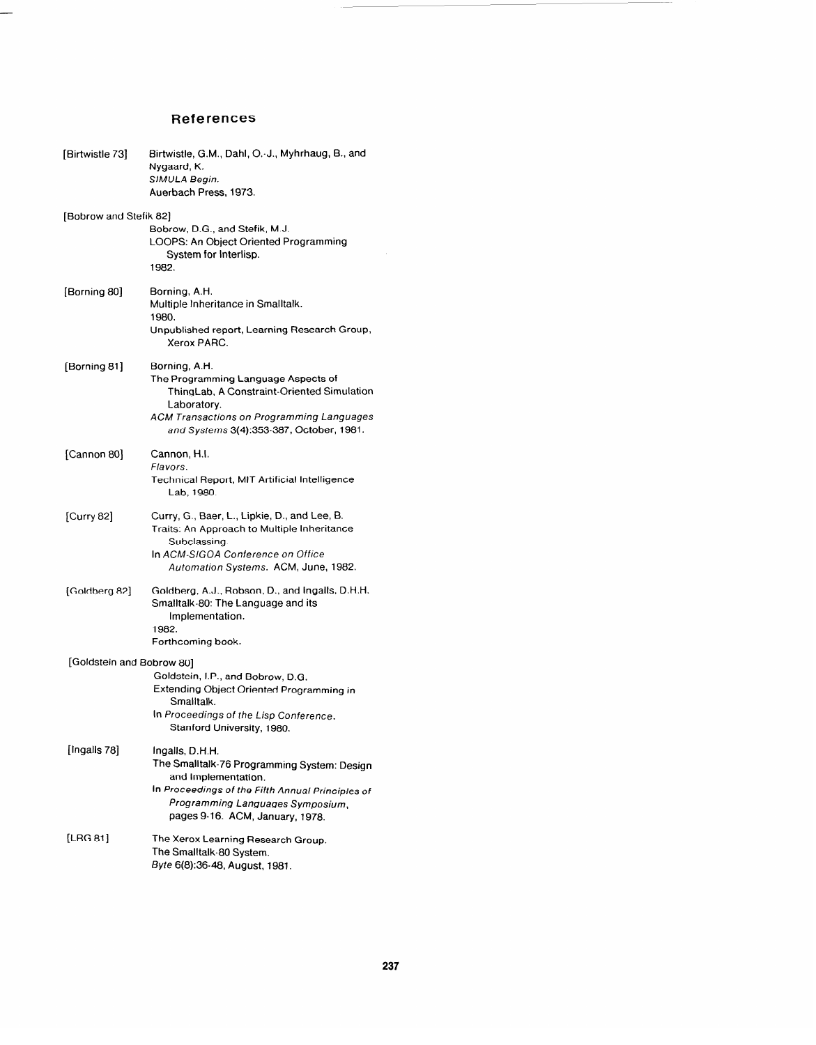## References

[Birtwistle 73] Birtwistle, G.M., Dahl, O.-J., Myhrhaug, B., and Nygaard, K.
*SIMULA Begin.*
Auerbach Press, 1973.

[Bobrow and Stefik 82] Bobrow, D.G., and Stefik, M.J.
LOOPS: An Object Oriented Programming System for Interlisp.
1982.

[Borning 80] Borning, A.H.
Multiple Inheritance in Smalltalk.
1980.
Unpublished report, Learning Research Group, Xerox PARC.

[Borning 81] Borning, A.H.
The Programming Language Aspects of ThingLab, A Constraint-Oriented Simulation Laboratory.
*ACM Transactions on Programming Languages and Systems* 3(4):353-387, October, 1981.

[Cannon 80] Cannon, H.I.
*Flavors.*
Technical Report, MIT Artificial Intelligence Lab, 1980.

[Curry 82] Curry, G., Baer, L., Lipkie, D., and Lee, B.
Traits: An Approach to Multiple Inheritance Subclassing.
In *ACM-SIGOA Conference on Office Automation Systems.* ACM, June, 1982.

[Goldberg 82] Goldberg, A.J., Robson, D., and Ingalls, D.H.H.
Smalltalk-80: The Language and its Implementation.
1982.
Forthcoming book.

[Goldstein and Bobrow 80] Goldstein, I.P., and Bobrow, D.G.
Extending Object Oriented Programming in Smalltalk.
In *Proceedings of the Lisp Conference.* Stanford University, 1980.

[Ingalls 78] Ingalls, D.H.H.
The Smalltalk-76 Programming System: Design and Implementation.
In *Proceedings of the Fifth Annual Principles of Programming Languages Symposium,* pages 9-16. ACM, January, 1978.

[LRG 81] The Xerox Learning Research Group.
The Smalltalk-80 System.
*Byte* 6(8):36-48, August, 1981.